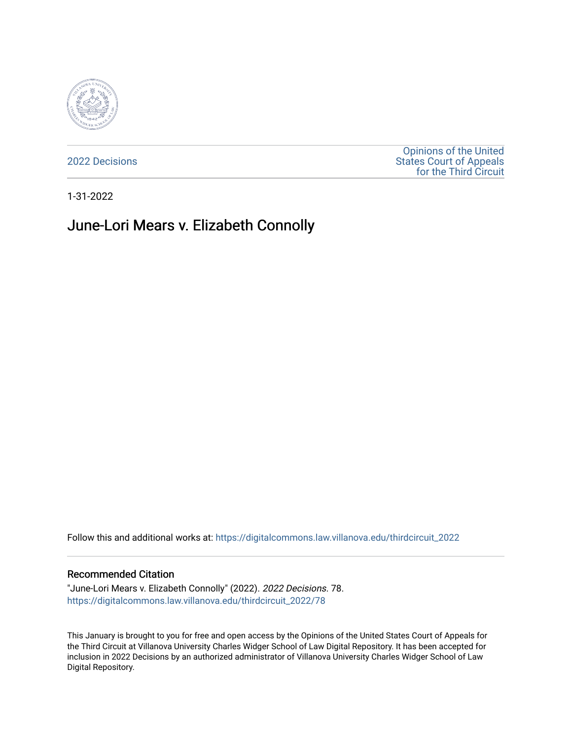2022 Decisions

Opinions of the United States Court of Appeals for the Third Circuit

1-31-2022

# June-Lori Mears v. Elizabeth Connolly

Follow this and additional works at: https://digitalcommons.law.villanova.edu/thirdcircuit_2022

## Recommended Citation

"June-Lori Mears v. Elizabeth Connolly" (2022). *2022 Decisions*. 78.
https://digitalcommons.law.villanova.edu/thirdcircuit_2022/78

This January is brought to you for free and open access by the Opinions of the United States Court of Appeals for the Third Circuit at Villanova University Charles Widger School of Law Digital Repository. It has been accepted for inclusion in 2022 Decisions by an authorized administrator of Villanova University Charles Widger School of Law Digital Repository.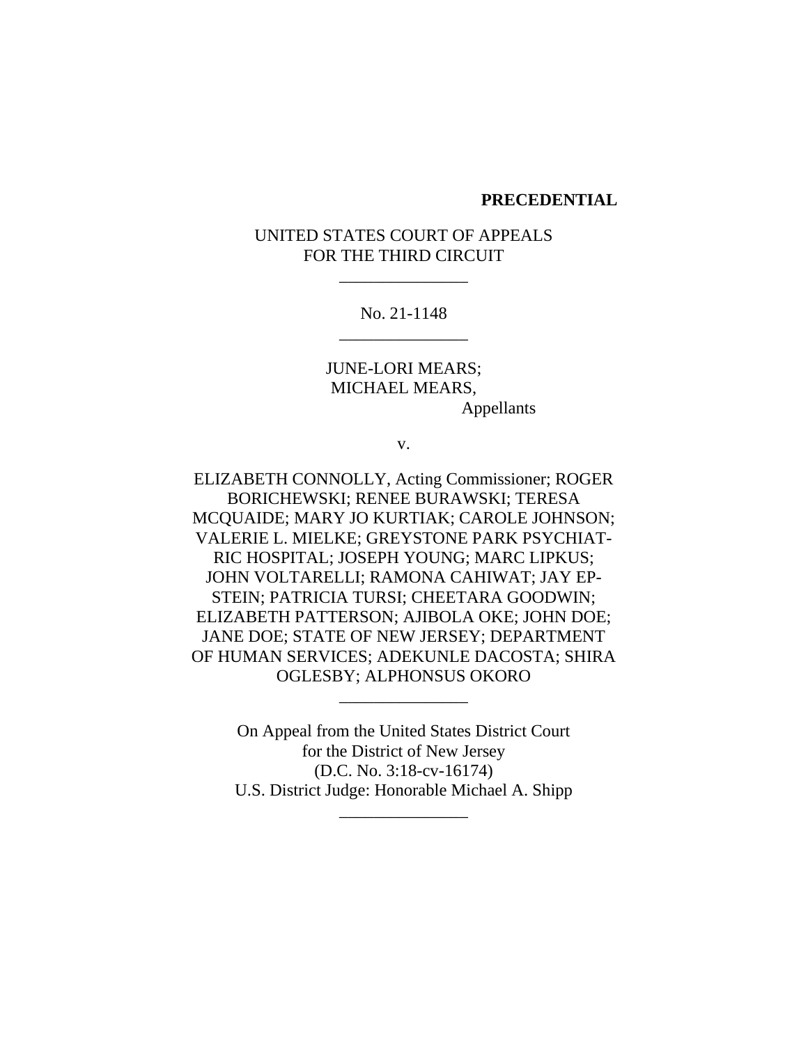**PRECEDENTIAL**

UNITED STATES COURT OF APPEALS
FOR THE THIRD CIRCUIT

\_\_\_\_\_\_\_\_\_\_\_\_\_\_\_

No. 21-1148

\_\_\_\_\_\_\_\_\_\_\_\_\_\_\_

JUNE-LORI MEARS;
MICHAEL MEARS,
Appellants

v.

ELIZABETH CONNOLLY, Acting Commissioner; ROGER BORICHEWSKI; RENEE BURAWSKI; TERESA MCQUAIDE; MARY JO KURTIAK; CAROLE JOHNSON; VALERIE L. MIELKE; GREYSTONE PARK PSYCHIATRIC HOSPITAL; JOSEPH YOUNG; MARC LIPKUS; JOHN VOLTARELLI; RAMONA CAHIWAT; JAY EPSTEIN; PATRICIA TURSI; CHEETARA GOODWIN; ELIZABETH PATTERSON; AJIBOLA OKE; JOHN DOE; JANE DOE; STATE OF NEW JERSEY; DEPARTMENT OF HUMAN SERVICES; ADEKUNLE DACOSTA; SHIRA OGLESBY; ALPHONSUS OKORO

\_\_\_\_\_\_\_\_\_\_\_\_\_\_\_

On Appeal from the United States District Court
for the District of New Jersey
(D.C. No. 3:18-cv-16174)
U.S. District Judge: Honorable Michael A. Shipp

\_\_\_\_\_\_\_\_\_\_\_\_\_\_\_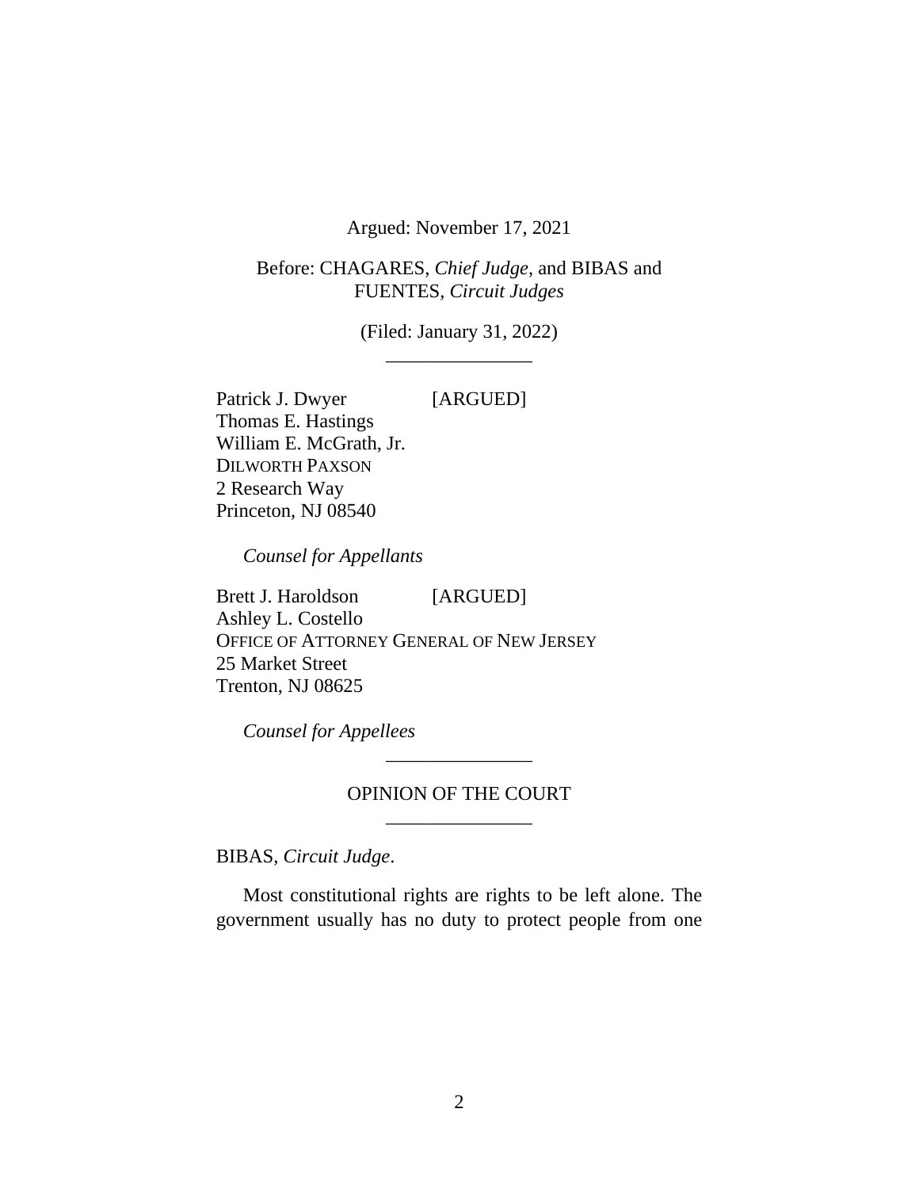Argued: November 17, 2021

Before: CHAGARES, *Chief Judge*, and BIBAS and FUENTES, *Circuit Judges*

(Filed: January 31, 2022)

---

Patrick J. Dwyer [ARGUED]
Thomas E. Hastings
William E. McGrath, Jr.
DILWORTH PAXSON
2 Research Way
Princeton, NJ 08540

*Counsel for Appellants*

Brett J. Haroldson [ARGUED]
Ashley L. Costello
OFFICE OF ATTORNEY GENERAL OF NEW JERSEY
25 Market Street
Trenton, NJ 08625

*Counsel for Appellees*

---

OPINION OF THE COURT

---

BIBAS, *Circuit Judge*.

Most constitutional rights are rights to be left alone. The government usually has no duty to protect people from one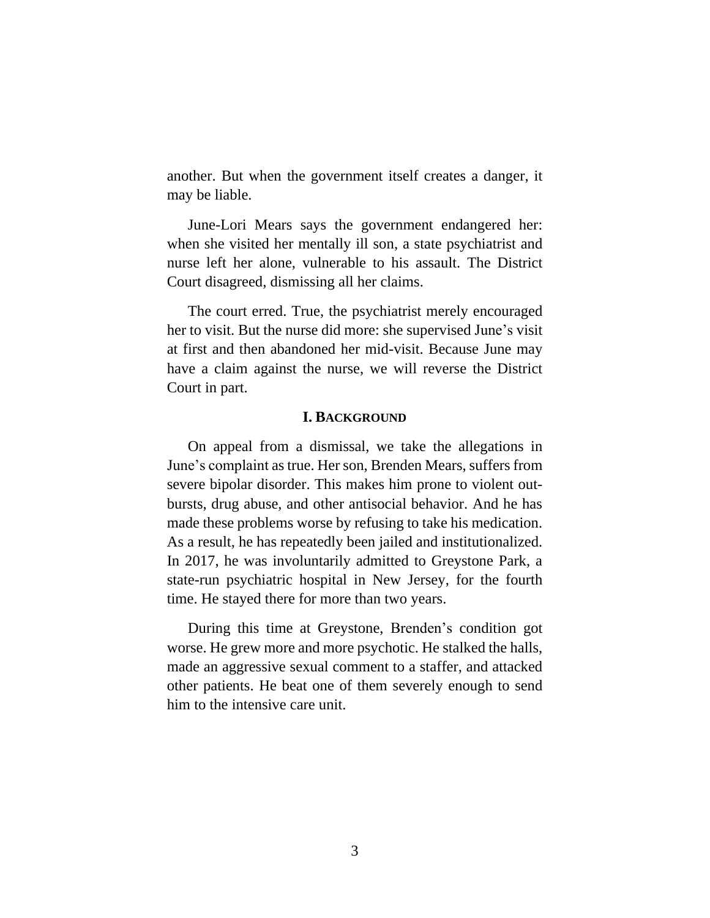another. But when the government itself creates a danger, it may be liable.

June-Lori Mears says the government endangered her: when she visited her mentally ill son, a state psychiatrist and nurse left her alone, vulnerable to his assault. The District Court disagreed, dismissing all her claims.

The court erred. True, the psychiatrist merely encouraged her to visit. But the nurse did more: she supervised June's visit at first and then abandoned her mid-visit. Because June may have a claim against the nurse, we will reverse the District Court in part.

## I. BACKGROUND

On appeal from a dismissal, we take the allegations in June's complaint as true. Her son, Brenden Mears, suffers from severe bipolar disorder. This makes him prone to violent outbursts, drug abuse, and other antisocial behavior. And he has made these problems worse by refusing to take his medication. As a result, he has repeatedly been jailed and institutionalized. In 2017, he was involuntarily admitted to Greystone Park, a state-run psychiatric hospital in New Jersey, for the fourth time. He stayed there for more than two years.

During this time at Greystone, Brenden's condition got worse. He grew more and more psychotic. He stalked the halls, made an aggressive sexual comment to a staffer, and attacked other patients. He beat one of them severely enough to send him to the intensive care unit.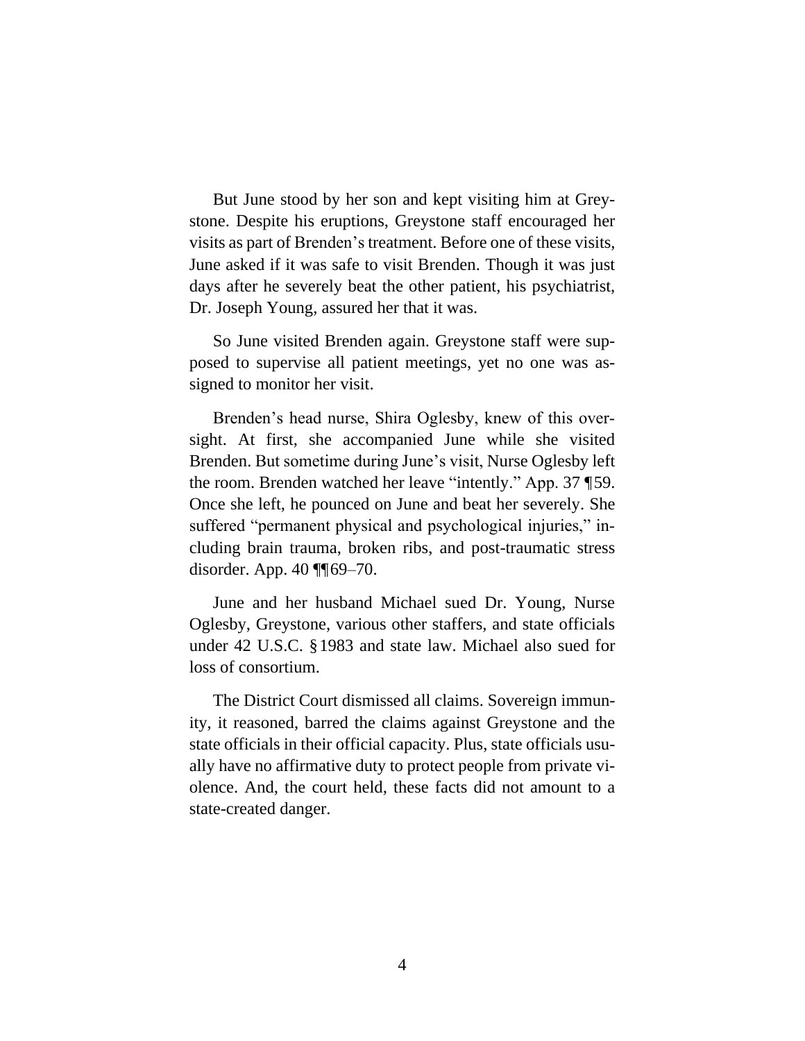But June stood by her son and kept visiting him at Greystone. Despite his eruptions, Greystone staff encouraged her visits as part of Brenden's treatment. Before one of these visits, June asked if it was safe to visit Brenden. Though it was just days after he severely beat the other patient, his psychiatrist, Dr. Joseph Young, assured her that it was.

So June visited Brenden again. Greystone staff were supposed to supervise all patient meetings, yet no one was assigned to monitor her visit.

Brenden's head nurse, Shira Oglesby, knew of this oversight. At first, she accompanied June while she visited Brenden. But sometime during June's visit, Nurse Oglesby left the room. Brenden watched her leave "intently." App. 37 ¶59. Once she left, he pounced on June and beat her severely. She suffered "permanent physical and psychological injuries," including brain trauma, broken ribs, and post-traumatic stress disorder. App. 40 ¶¶69–70.

June and her husband Michael sued Dr. Young, Nurse Oglesby, Greystone, various other staffers, and state officials under 42 U.S.C. § 1983 and state law. Michael also sued for loss of consortium.

The District Court dismissed all claims. Sovereign immunity, it reasoned, barred the claims against Greystone and the state officials in their official capacity. Plus, state officials usually have no affirmative duty to protect people from private violence. And, the court held, these facts did not amount to a state-created danger.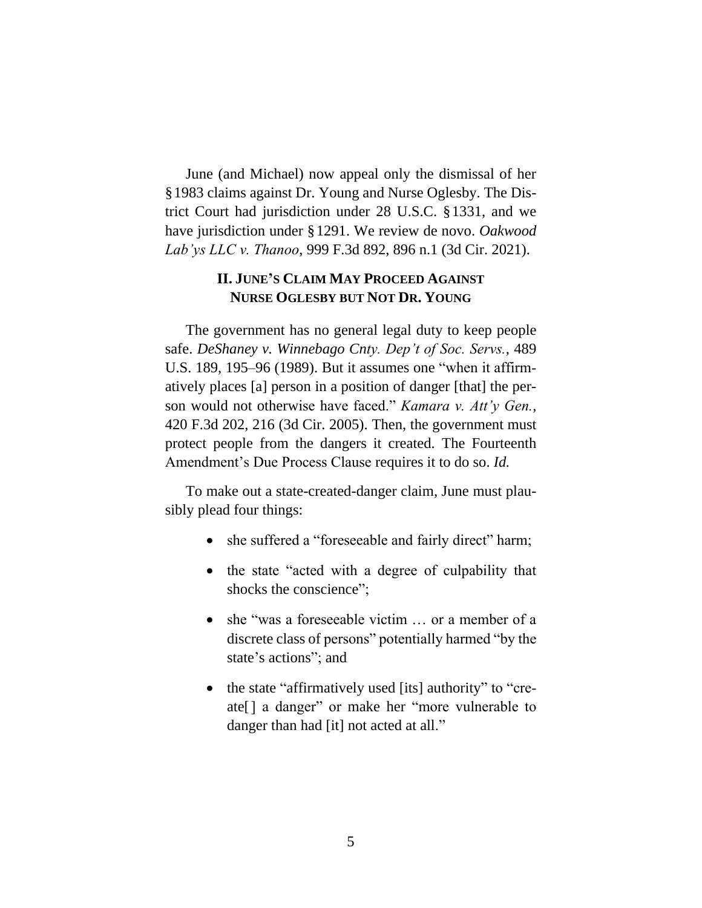June (and Michael) now appeal only the dismissal of her §1983 claims against Dr. Young and Nurse Oglesby. The District Court had jurisdiction under 28 U.S.C. §1331, and we have jurisdiction under §1291. We review de novo. *Oakwood Lab'ys LLC v. Thanoo*, 999 F.3d 892, 896 n.1 (3d Cir. 2021).

## II. JUNE'S CLAIM MAY PROCEED AGAINST NURSE OGLESBY BUT NOT DR. YOUNG

The government has no general legal duty to keep people safe. *DeShaney v. Winnebago Cnty. Dep't of Soc. Servs.*, 489 U.S. 189, 195–96 (1989). But it assumes one "when it affirmatively places [a] person in a position of danger [that] the person would not otherwise have faced." *Kamara v. Att'y Gen.*, 420 F.3d 202, 216 (3d Cir. 2005). Then, the government must protect people from the dangers it created. The Fourteenth Amendment's Due Process Clause requires it to do so. *Id.*

To make out a state-created-danger claim, June must plausibly plead four things:

- she suffered a "foreseeable and fairly direct" harm;
- the state "acted with a degree of culpability that shocks the conscience";
- she "was a foreseeable victim … or a member of a discrete class of persons" potentially harmed "by the state's actions"; and
- the state "affirmatively used [its] authority" to "create[] a danger" or make her "more vulnerable to danger than had [it] not acted at all."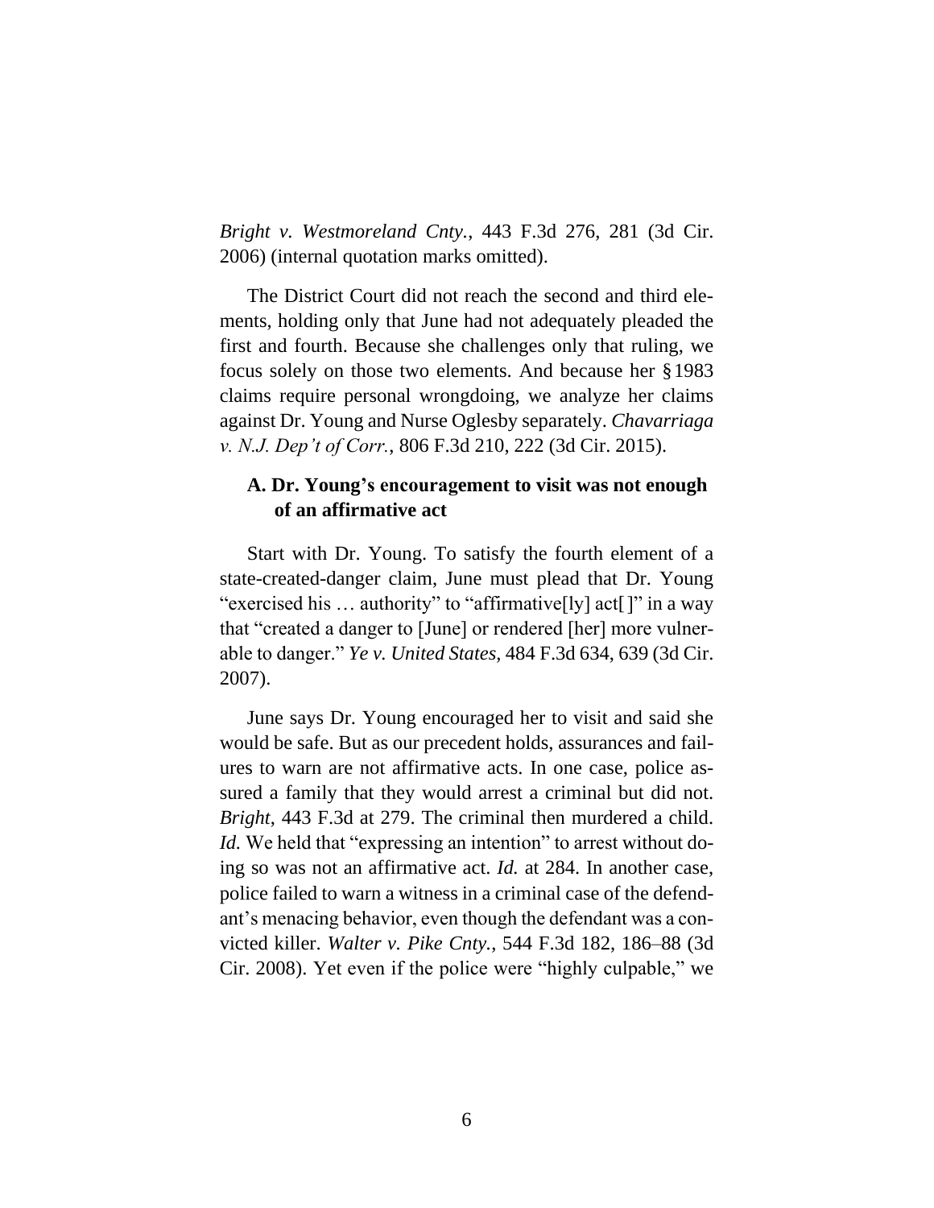*Bright v. Westmoreland Cnty.*, 443 F.3d 276, 281 (3d Cir. 2006) (internal quotation marks omitted).

The District Court did not reach the second and third elements, holding only that June had not adequately pleaded the first and fourth. Because she challenges only that ruling, we focus solely on those two elements. And because her § 1983 claims require personal wrongdoing, we analyze her claims against Dr. Young and Nurse Oglesby separately. *Chavarriaga v. N.J. Dep't of Corr.*, 806 F.3d 210, 222 (3d Cir. 2015).

### A. Dr. Young's encouragement to visit was not enough of an affirmative act

Start with Dr. Young. To satisfy the fourth element of a state-created-danger claim, June must plead that Dr. Young "exercised his … authority" to "affirmative[ly] act[ ]" in a way that "created a danger to [June] or rendered [her] more vulnerable to danger." *Ye v. United States*, 484 F.3d 634, 639 (3d Cir. 2007).

June says Dr. Young encouraged her to visit and said she would be safe. But as our precedent holds, assurances and failures to warn are not affirmative acts. In one case, police assured a family that they would arrest a criminal but did not. *Bright*, 443 F.3d at 279. The criminal then murdered a child. *Id.* We held that "expressing an intention" to arrest without doing so was not an affirmative act. *Id.* at 284. In another case, police failed to warn a witness in a criminal case of the defendant's menacing behavior, even though the defendant was a convicted killer. *Walter v. Pike Cnty.*, 544 F.3d 182, 186–88 (3d Cir. 2008). Yet even if the police were "highly culpable," we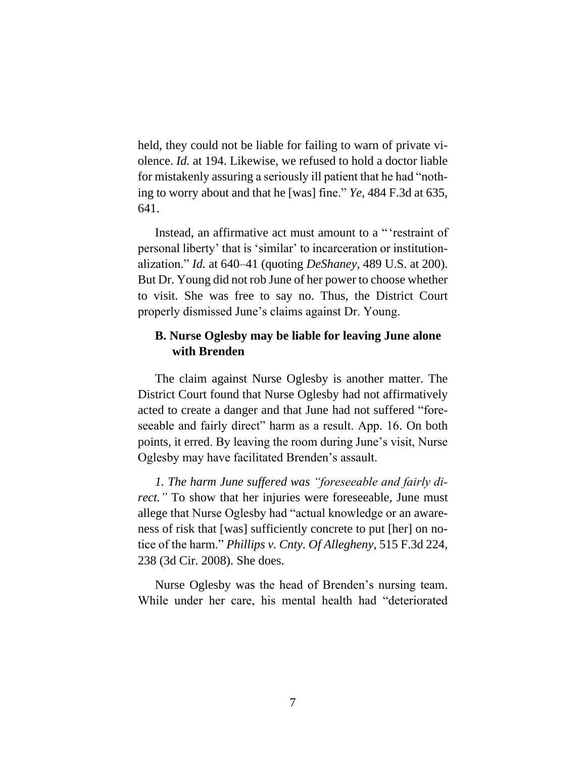held, they could not be liable for failing to warn of private violence. *Id.* at 194. Likewise, we refused to hold a doctor liable for mistakenly assuring a seriously ill patient that he had "nothing to worry about and that he [was] fine." *Ye*, 484 F.3d at 635, 641.

Instead, an affirmative act must amount to a " 'restraint of personal liberty' that is 'similar' to incarceration or institutionalization." *Id.* at 640–41 (quoting *DeShaney*, 489 U.S. at 200). But Dr. Young did not rob June of her power to choose whether to visit. She was free to say no. Thus, the District Court properly dismissed June's claims against Dr. Young.

### B. Nurse Oglesby may be liable for leaving June alone with Brenden

The claim against Nurse Oglesby is another matter. The District Court found that Nurse Oglesby had not affirmatively acted to create a danger and that June had not suffered "foreseeable and fairly direct" harm as a result. App. 16. On both points, it erred. By leaving the room during June's visit, Nurse Oglesby may have facilitated Brenden's assault.

*1. The harm June suffered was "foreseeable and fairly direct."* To show that her injuries were foreseeable, June must allege that Nurse Oglesby had "actual knowledge or an awareness of risk that [was] sufficiently concrete to put [her] on notice of the harm." *Phillips v. Cnty. Of Allegheny*, 515 F.3d 224, 238 (3d Cir. 2008). She does.

Nurse Oglesby was the head of Brenden's nursing team. While under her care, his mental health had "deteriorated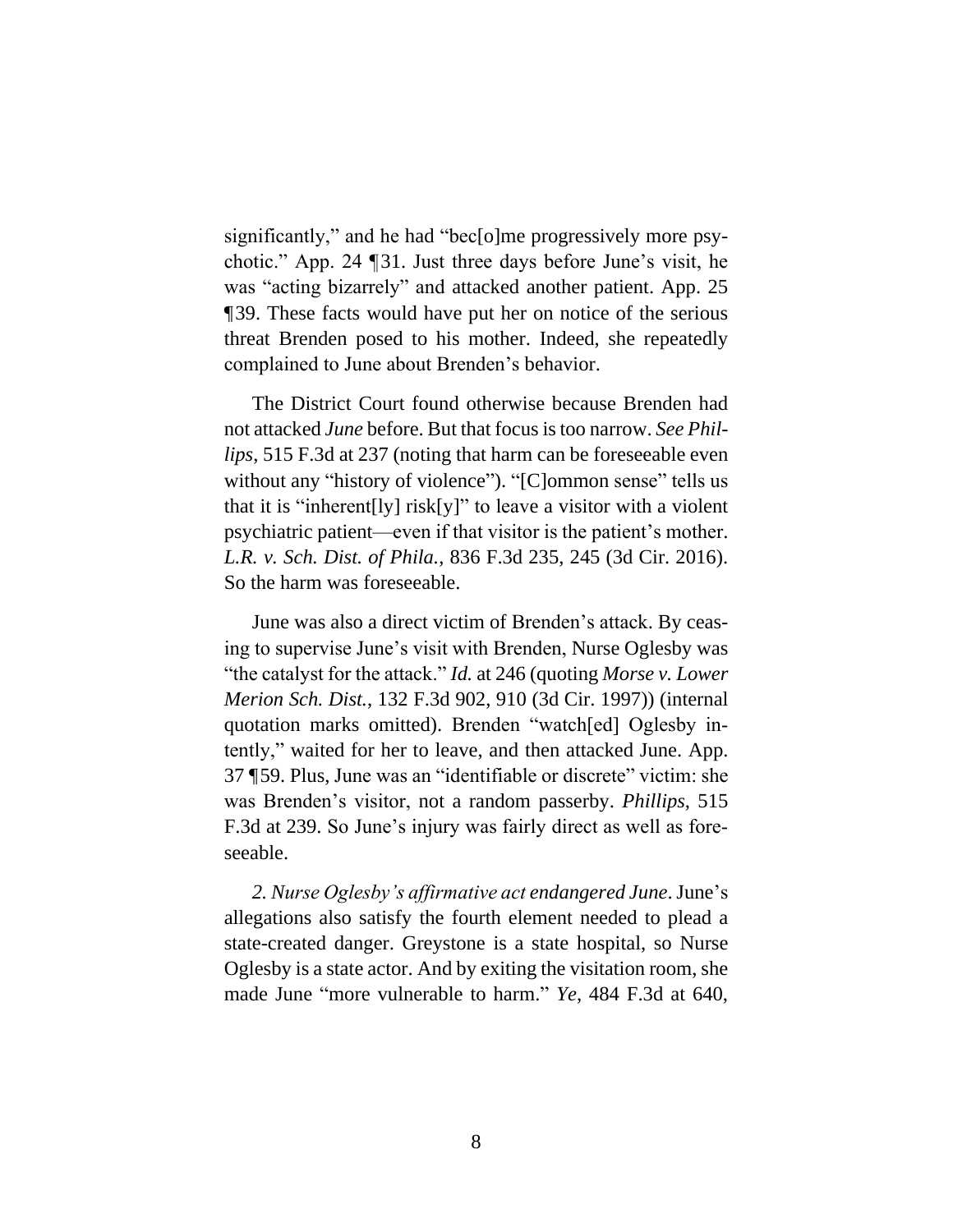significantly," and he had "bec[o]me progressively more psychotic." App. 24 ¶31. Just three days before June's visit, he was "acting bizarrely" and attacked another patient. App. 25 ¶39. These facts would have put her on notice of the serious threat Brenden posed to his mother. Indeed, she repeatedly complained to June about Brenden's behavior.

The District Court found otherwise because Brenden had not attacked *June* before. But that focus is too narrow. *See Phillips*, 515 F.3d at 237 (noting that harm can be foreseeable even without any "history of violence"). "[C]ommon sense" tells us that it is "inherent[ly] risk[y]" to leave a visitor with a violent psychiatric patient—even if that visitor is the patient's mother. *L.R. v. Sch. Dist. of Phila.*, 836 F.3d 235, 245 (3d Cir. 2016). So the harm was foreseeable.

June was also a direct victim of Brenden's attack. By ceasing to supervise June's visit with Brenden, Nurse Oglesby was "the catalyst for the attack." *Id.* at 246 (quoting *Morse v. Lower Merion Sch. Dist.*, 132 F.3d 902, 910 (3d Cir. 1997)) (internal quotation marks omitted). Brenden "watch[ed] Oglesby intently," waited for her to leave, and then attacked June. App. 37 ¶59. Plus, June was an "identifiable or discrete" victim: she was Brenden's visitor, not a random passerby. *Phillips*, 515 F.3d at 239. So June's injury was fairly direct as well as foreseeable.

*2. Nurse Oglesby's affirmative act endangered June*. June's allegations also satisfy the fourth element needed to plead a state-created danger. Greystone is a state hospital, so Nurse Oglesby is a state actor. And by exiting the visitation room, she made June "more vulnerable to harm." *Ye*, 484 F.3d at 640,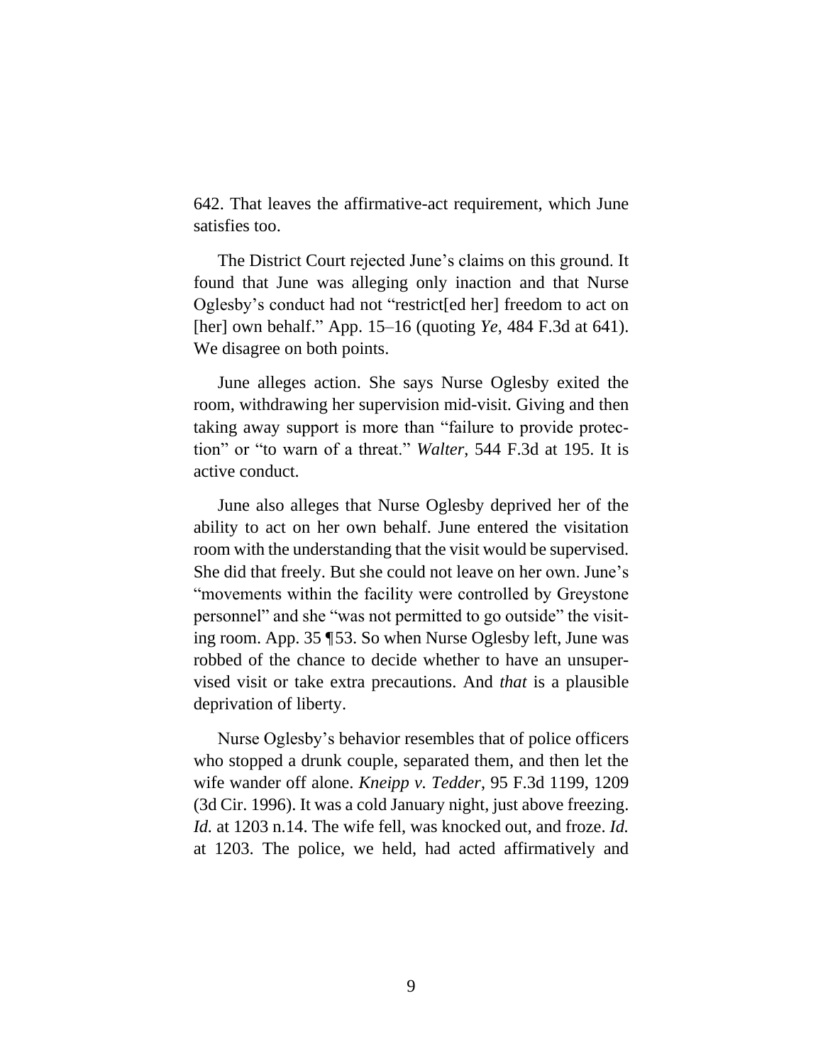642. That leaves the affirmative-act requirement, which June satisfies too.

The District Court rejected June's claims on this ground. It found that June was alleging only inaction and that Nurse Oglesby's conduct had not "restrict[ed her] freedom to act on [her] own behalf." App. 15–16 (quoting *Ye*, 484 F.3d at 641). We disagree on both points.

June alleges action. She says Nurse Oglesby exited the room, withdrawing her supervision mid-visit. Giving and then taking away support is more than "failure to provide protection" or "to warn of a threat." *Walter*, 544 F.3d at 195. It is active conduct.

June also alleges that Nurse Oglesby deprived her of the ability to act on her own behalf. June entered the visitation room with the understanding that the visit would be supervised. She did that freely. But she could not leave on her own. June's "movements within the facility were controlled by Greystone personnel" and she "was not permitted to go outside" the visiting room. App. 35 ¶53. So when Nurse Oglesby left, June was robbed of the chance to decide whether to have an unsupervised visit or take extra precautions. And *that* is a plausible deprivation of liberty.

Nurse Oglesby's behavior resembles that of police officers who stopped a drunk couple, separated them, and then let the wife wander off alone. *Kneipp v. Tedder*, 95 F.3d 1199, 1209 (3d Cir. 1996). It was a cold January night, just above freezing. *Id.* at 1203 n.14. The wife fell, was knocked out, and froze. *Id.* at 1203. The police, we held, had acted affirmatively and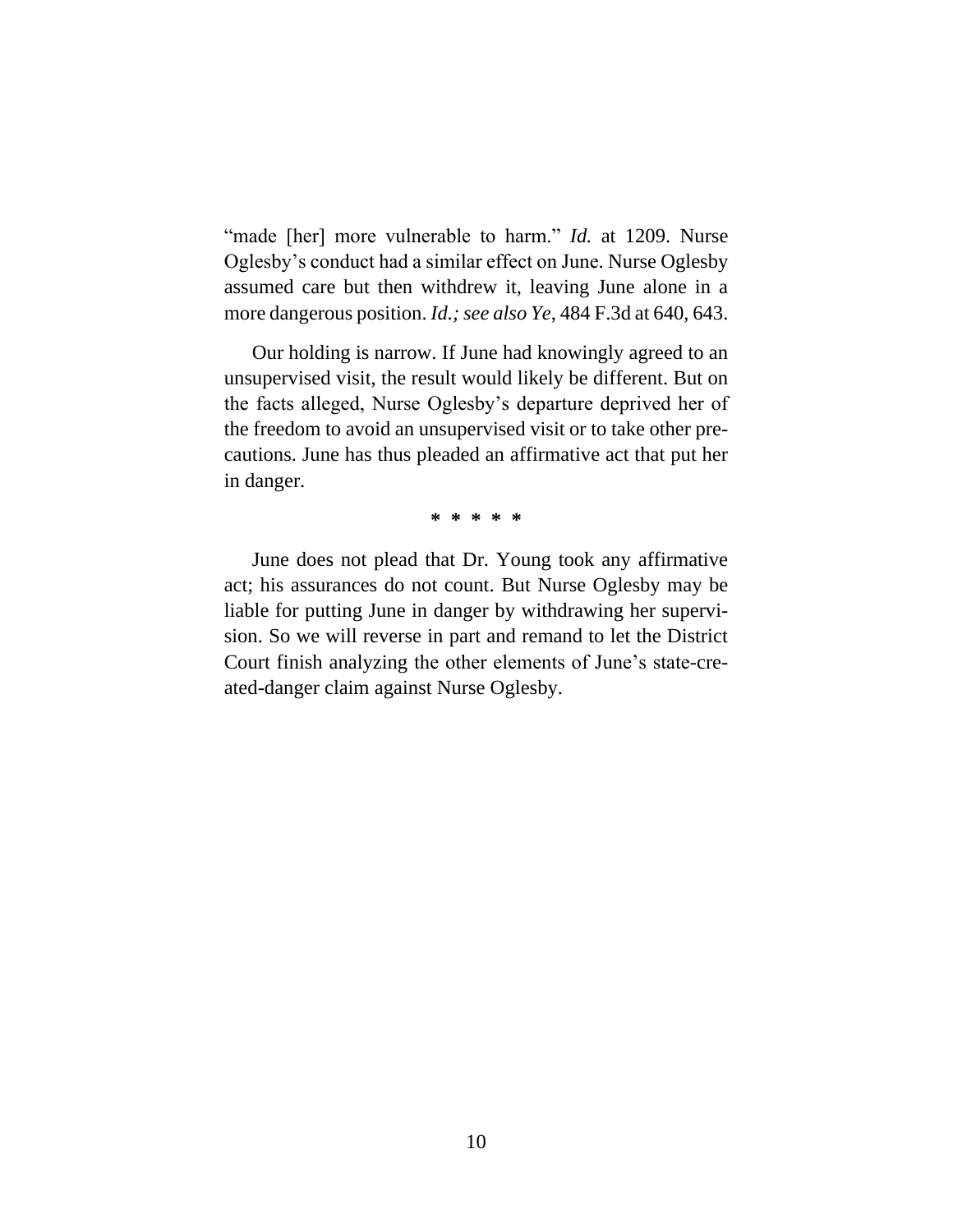"made [her] more vulnerable to harm." *Id.* at 1209. Nurse Oglesby's conduct had a similar effect on June. Nurse Oglesby assumed care but then withdrew it, leaving June alone in a more dangerous position. *Id.; see also Ye*, 484 F.3d at 640, 643.

Our holding is narrow. If June had knowingly agreed to an unsupervised visit, the result would likely be different. But on the facts alleged, Nurse Oglesby's departure deprived her of the freedom to avoid an unsupervised visit or to take other precautions. June has thus pleaded an affirmative act that put her in danger.

\* \* \* \* \*

June does not plead that Dr. Young took any affirmative act; his assurances do not count. But Nurse Oglesby may be liable for putting June in danger by withdrawing her supervision. So we will reverse in part and remand to let the District Court finish analyzing the other elements of June's state-created-danger claim against Nurse Oglesby.